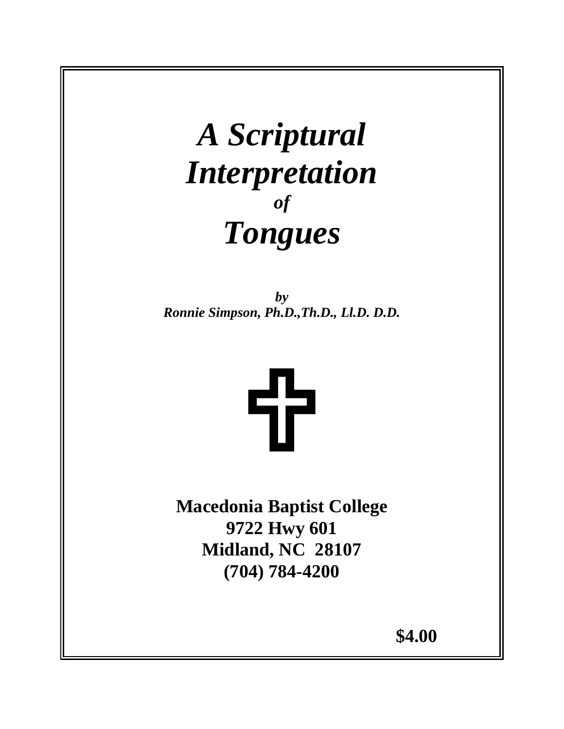# *A Scriptural Interpretation*
### *of*
# *Tongues*

***by***
***Ronnie Simpson, Ph.D.,Th.D., Ll.D. D.D.***

**Macedonia Baptist College**
**9722 Hwy 601**
**Midland, NC 28107**
**(704) 784-4200**

**$4.00**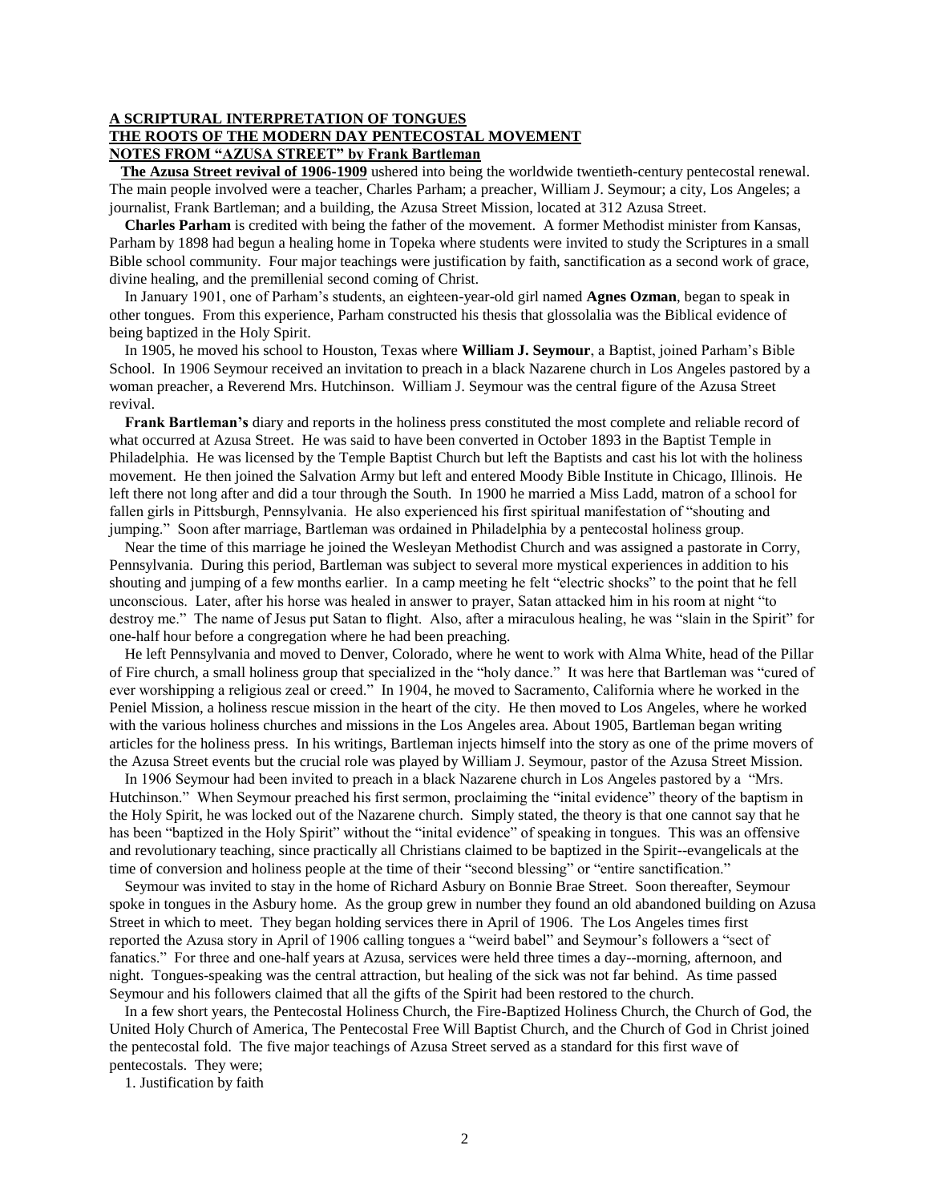**A SCRIPTURAL INTERPRETATION OF TONGUES**
**THE ROOTS OF THE MODERN DAY PENTECOSTAL MOVEMENT**
**NOTES FROM "AZUSA STREET" by Frank Bartleman**

**The Azusa Street revival of 1906-1909** ushered into being the worldwide twentieth-century pentecostal renewal. The main people involved were a teacher, Charles Parham; a preacher, William J. Seymour; a city, Los Angeles; a journalist, Frank Bartleman; and a building, the Azusa Street Mission, located at 312 Azusa Street.

**Charles Parham** is credited with being the father of the movement. A former Methodist minister from Kansas, Parham by 1898 had begun a healing home in Topeka where students were invited to study the Scriptures in a small Bible school community. Four major teachings were justification by faith, sanctification as a second work of grace, divine healing, and the premillenial second coming of Christ.

In January 1901, one of Parham's students, an eighteen-year-old girl named **Agnes Ozman**, began to speak in other tongues. From this experience, Parham constructed his thesis that glossolalia was the Biblical evidence of being baptized in the Holy Spirit.

In 1905, he moved his school to Houston, Texas where **William J. Seymour**, a Baptist, joined Parham's Bible School. In 1906 Seymour received an invitation to preach in a black Nazarene church in Los Angeles pastored by a woman preacher, a Reverend Mrs. Hutchinson. William J. Seymour was the central figure of the Azusa Street revival.

**Frank Bartleman's** diary and reports in the holiness press constituted the most complete and reliable record of what occurred at Azusa Street. He was said to have been converted in October 1893 in the Baptist Temple in Philadelphia. He was licensed by the Temple Baptist Church but left the Baptists and cast his lot with the holiness movement. He then joined the Salvation Army but left and entered Moody Bible Institute in Chicago, Illinois. He left there not long after and did a tour through the South. In 1900 he married a Miss Ladd, matron of a school for fallen girls in Pittsburgh, Pennsylvania. He also experienced his first spiritual manifestation of "shouting and jumping." Soon after marriage, Bartleman was ordained in Philadelphia by a pentecostal holiness group.

Near the time of this marriage he joined the Wesleyan Methodist Church and was assigned a pastorate in Corry, Pennsylvania. During this period, Bartleman was subject to several more mystical experiences in addition to his shouting and jumping of a few months earlier. In a camp meeting he felt "electric shocks" to the point that he fell unconscious. Later, after his horse was healed in answer to prayer, Satan attacked him in his room at night "to destroy me." The name of Jesus put Satan to flight. Also, after a miraculous healing, he was "slain in the Spirit" for one-half hour before a congregation where he had been preaching.

He left Pennsylvania and moved to Denver, Colorado, where he went to work with Alma White, head of the Pillar of Fire church, a small holiness group that specialized in the "holy dance." It was here that Bartleman was "cured of ever worshipping a religious zeal or creed." In 1904, he moved to Sacramento, California where he worked in the Peniel Mission, a holiness rescue mission in the heart of the city. He then moved to Los Angeles, where he worked with the various holiness churches and missions in the Los Angeles area. About 1905, Bartleman began writing articles for the holiness press. In his writings, Bartleman injects himself into the story as one of the prime movers of the Azusa Street events but the crucial role was played by William J. Seymour, pastor of the Azusa Street Mission.

In 1906 Seymour had been invited to preach in a black Nazarene church in Los Angeles pastored by a "Mrs. Hutchinson." When Seymour preached his first sermon, proclaiming the "inital evidence" theory of the baptism in the Holy Spirit, he was locked out of the Nazarene church. Simply stated, the theory is that one cannot say that he has been "baptized in the Holy Spirit" without the "inital evidence" of speaking in tongues. This was an offensive and revolutionary teaching, since practically all Christians claimed to be baptized in the Spirit--evangelicals at the time of conversion and holiness people at the time of their "second blessing" or "entire sanctification."

Seymour was invited to stay in the home of Richard Asbury on Bonnie Brae Street. Soon thereafter, Seymour spoke in tongues in the Asbury home. As the group grew in number they found an old abandoned building on Azusa Street in which to meet. They began holding services there in April of 1906. The Los Angeles times first reported the Azusa story in April of 1906 calling tongues a "weird babel" and Seymour's followers a "sect of fanatics." For three and one-half years at Azusa, services were held three times a day--morning, afternoon, and night. Tongues-speaking was the central attraction, but healing of the sick was not far behind. As time passed Seymour and his followers claimed that all the gifts of the Spirit had been restored to the church.

In a few short years, the Pentecostal Holiness Church, the Fire-Baptized Holiness Church, the Church of God, the United Holy Church of America, The Pentecostal Free Will Baptist Church, and the Church of God in Christ joined the pentecostal fold. The five major teachings of Azusa Street served as a standard for this first wave of pentecostals. They were;

1. Justification by faith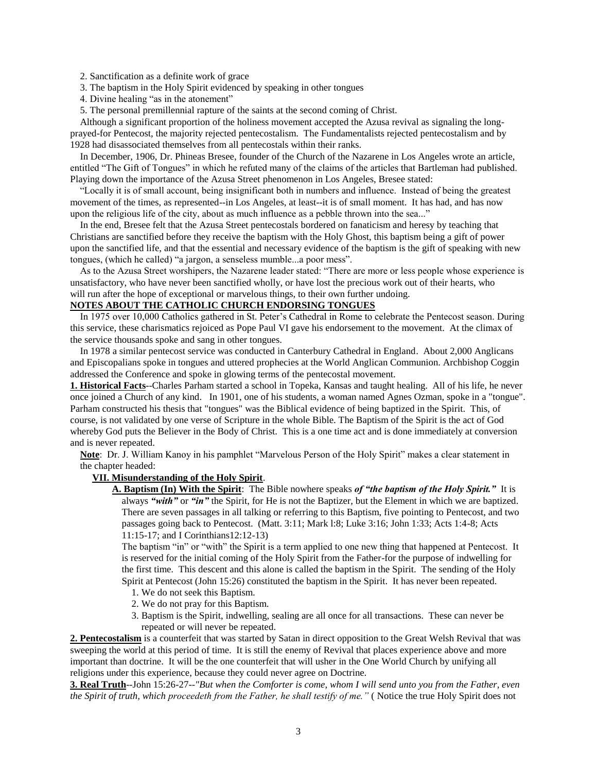2. Sanctification as a definite work of grace

3. The baptism in the Holy Spirit evidenced by speaking in other tongues

4. Divine healing "as in the atonement"

5. The personal premillennial rapture of the saints at the second coming of Christ.

Although a significant proportion of the holiness movement accepted the Azusa revival as signaling the long-prayed-for Pentecost, the majority rejected pentecostalism. The Fundamentalists rejected pentecostalism and by 1928 had disassociated themselves from all pentecostals within their ranks.

In December, 1906, Dr. Phineas Bresee, founder of the Church of the Nazarene in Los Angeles wrote an article, entitled "The Gift of Tongues" in which he refuted many of the claims of the articles that Bartleman had published. Playing down the importance of the Azusa Street phenomenon in Los Angeles, Bresee stated:

"Locally it is of small account, being insignificant both in numbers and influence. Instead of being the greatest movement of the times, as represented--in Los Angeles, at least--it is of small moment. It has had, and has now upon the religious life of the city, about as much influence as a pebble thrown into the sea..."

In the end, Bresee felt that the Azusa Street pentecostals bordered on fanaticism and heresy by teaching that Christians are sanctified before they receive the baptism with the Holy Ghost, this baptism being a gift of power upon the sanctified life, and that the essential and necessary evidence of the baptism is the gift of speaking with new tongues, (which he called) "a jargon, a senseless mumble...a poor mess".

As to the Azusa Street worshipers, the Nazarene leader stated: "There are more or less people whose experience is unsatisfactory, who have never been sanctified wholly, or have lost the precious work out of their hearts, who will run after the hope of exceptional or marvelous things, to their own further undoing.

**NOTES ABOUT THE CATHOLIC CHURCH ENDORSING TONGUES**

In 1975 over 10,000 Catholics gathered in St. Peter's Cathedral in Rome to celebrate the Pentecost season. During this service, these charismatics rejoiced as Pope Paul VI gave his endorsement to the movement. At the climax of the service thousands spoke and sang in other tongues.

In 1978 a similar pentecost service was conducted in Canterbury Cathedral in England. About 2,000 Anglicans and Episcopalians spoke in tongues and uttered prophecies at the World Anglican Communion. Archbishop Coggin addressed the Conference and spoke in glowing terms of the pentecostal movement.

**1. Historical Facts**--Charles Parham started a school in Topeka, Kansas and taught healing. All of his life, he never once joined a Church of any kind. In 1901, one of his students, a woman named Agnes Ozman, spoke in a "tongue". Parham constructed his thesis that "tongues" was the Biblical evidence of being baptized in the Spirit. This, of course, is not validated by one verse of Scripture in the whole Bible. The Baptism of the Spirit is the act of God whereby God puts the Believer in the Body of Christ. This is a one time act and is done immediately at conversion and is never repeated.

**Note**: Dr. J. William Kanoy in his pamphlet "Marvelous Person of the Holy Spirit" makes a clear statement in the chapter headed:

**VII. Misunderstanding of the Holy Spirit**.

**A. Baptism (In) With the Spirit**: The Bible nowhere speaks ***of "the baptism of the Holy Spirit."*** It is always ***"with"*** or ***"in"*** the Spirit, for He is not the Baptizer, but the Element in which we are baptized. There are seven passages in all talking or referring to this Baptism, five pointing to Pentecost, and two passages going back to Pentecost. (Matt. 3:11; Mark l:8; Luke 3:16; John 1:33; Acts 1:4-8; Acts 11:15-17; and I Corinthians12:12-13)

The baptism "in" or "with" the Spirit is a term applied to one new thing that happened at Pentecost. It is reserved for the initial coming of the Holy Spirit from the Father-for the purpose of indwelling for the first time. This descent and this alone is called the baptism in the Spirit. The sending of the Holy Spirit at Pentecost (John 15:26) constituted the baptism in the Spirit. It has never been repeated.

1. We do not seek this Baptism.
2. We do not pray for this Baptism.
3. Baptism is the Spirit, indwelling, sealing are all once for all transactions. These can never be repeated or will never be repeated.

**2. Pentecostalism** is a counterfeit that was started by Satan in direct opposition to the Great Welsh Revival that was sweeping the world at this period of time. It is still the enemy of Revival that places experience above and more important than doctrine. It will be the one counterfeit that will usher in the One World Church by unifying all religions under this experience, because they could never agree on Doctrine.

**3. Real Truth**--John 15:26-27--*"But when the Comforter is come, whom I will send unto you from the Father, even the Spirit of truth, which proceedeth from the Father, he shall testify of me."* ( Notice the true Holy Spirit does not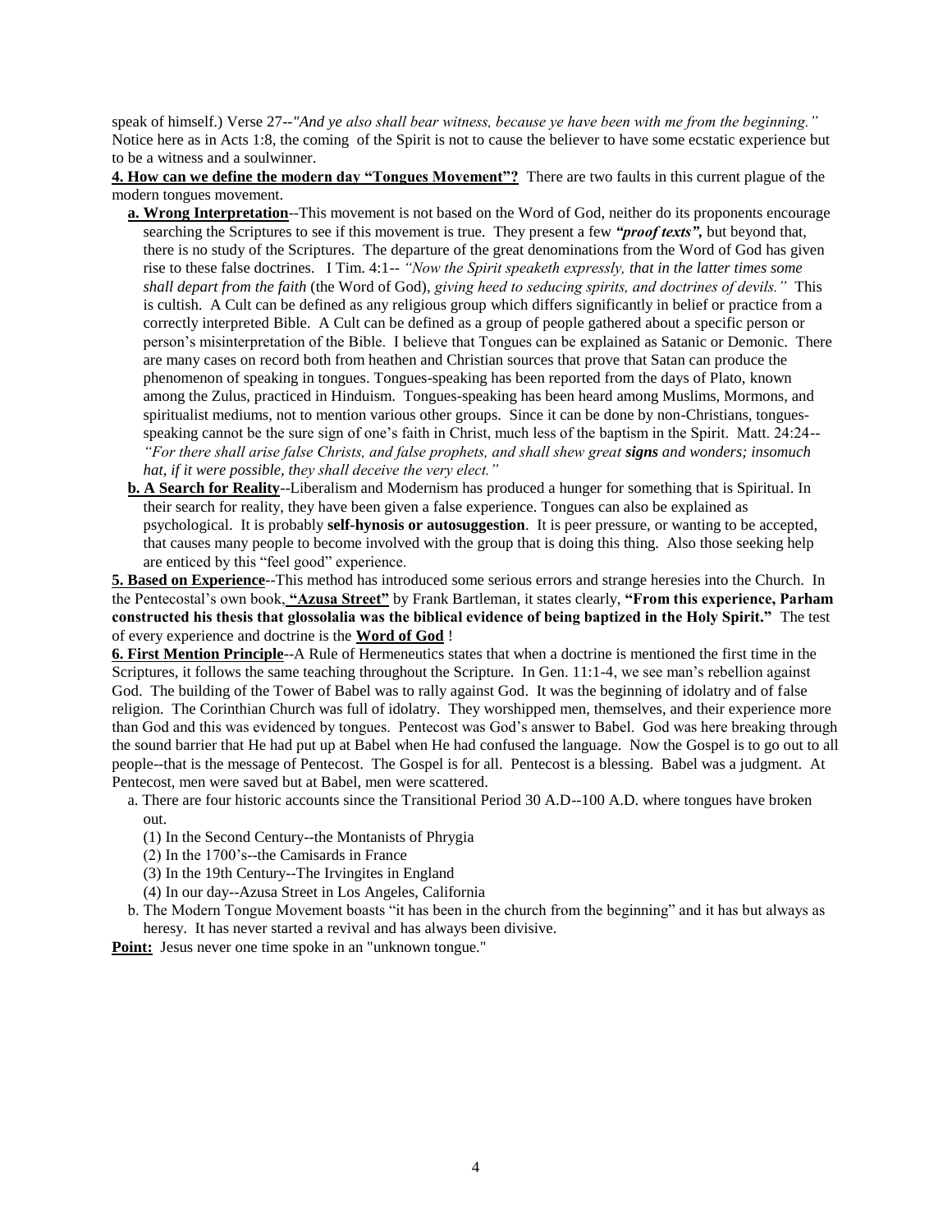speak of himself.) Verse 27--*"And ye also shall bear witness, because ye have been with me from the beginning."* Notice here as in Acts 1:8, the coming of the Spirit is not to cause the believer to have some ecstatic experience but to be a witness and a soulwinner.

**4. How can we define the modern day "Tongues Movement"?** There are two faults in this current plague of the modern tongues movement.

- **a. Wrong Interpretation**--This movement is not based on the Word of God, neither do its proponents encourage searching the Scriptures to see if this movement is true. They present a few ***"proof texts",*** but beyond that, there is no study of the Scriptures. The departure of the great denominations from the Word of God has given rise to these false doctrines. I Tim. 4:1-- *"Now the Spirit speaketh expressly, that in the latter times some shall depart from the faith* (the Word of God), *giving heed to seducing spirits, and doctrines of devils."* This is cultish. A Cult can be defined as any religious group which differs significantly in belief or practice from a correctly interpreted Bible. A Cult can be defined as a group of people gathered about a specific person or person's misinterpretation of the Bible. I believe that Tongues can be explained as Satanic or Demonic. There are many cases on record both from heathen and Christian sources that prove that Satan can produce the phenomenon of speaking in tongues. Tongues-speaking has been reported from the days of Plato, known among the Zulus, practiced in Hinduism. Tongues-speaking has been heard among Muslims, Mormons, and spiritualist mediums, not to mention various other groups. Since it can be done by non-Christians, tongues-speaking cannot be the sure sign of one's faith in Christ, much less of the baptism in the Spirit. Matt. 24:24--*"For there shall arise false Christs, and false prophets, and shall shew great **signs** and wonders; insomuch hat, if it were possible, they shall deceive the very elect."*
- **b. A Search for Reality**--Liberalism and Modernism has produced a hunger for something that is Spiritual. In their search for reality, they have been given a false experience. Tongues can also be explained as psychological. It is probably **self-hynosis or autosuggestion**. It is peer pressure, or wanting to be accepted, that causes many people to become involved with the group that is doing this thing. Also those seeking help are enticed by this "feel good" experience.

**5. Based on Experience**--This method has introduced some serious errors and strange heresies into the Church. In the Pentecostal's own book, **"Azusa Street"** by Frank Bartleman, it states clearly, **"From this experience, Parham constructed his thesis that glossolalia was the biblical evidence of being baptized in the Holy Spirit."** The test of every experience and doctrine is the **Word of God** !

**6. First Mention Principle**--A Rule of Hermeneutics states that when a doctrine is mentioned the first time in the Scriptures, it follows the same teaching throughout the Scripture. In Gen. 11:1-4, we see man's rebellion against God. The building of the Tower of Babel was to rally against God. It was the beginning of idolatry and of false religion. The Corinthian Church was full of idolatry. They worshipped men, themselves, and their experience more than God and this was evidenced by tongues. Pentecost was God's answer to Babel. God was here breaking through the sound barrier that He had put up at Babel when He had confused the language. Now the Gospel is to go out to all people--that is the message of Pentecost. The Gospel is for all. Pentecost is a blessing. Babel was a judgment. At Pentecost, men were saved but at Babel, men were scattered.

- a. There are four historic accounts since the Transitional Period 30 A.D--100 A.D. where tongues have broken out.
  - (1) In the Second Century--the Montanists of Phrygia
  - (2) In the 1700's--the Camisards in France
  - (3) In the 19th Century--The Irvingites in England
  - (4) In our day--Azusa Street in Los Angeles, California
- b. The Modern Tongue Movement boasts "it has been in the church from the beginning" and it has but always as heresy. It has never started a revival and has always been divisive.

**Point:** Jesus never one time spoke in an "unknown tongue."